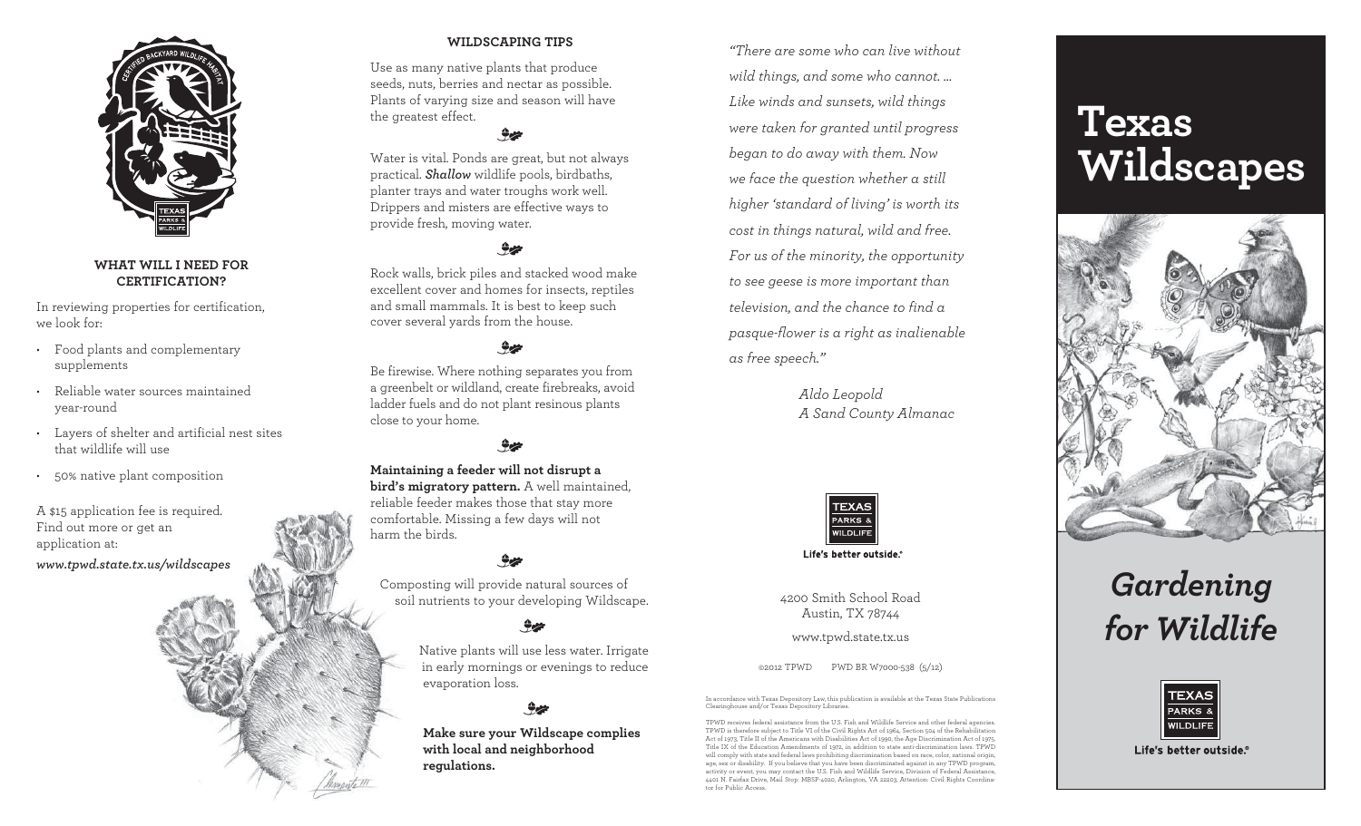### WHAT WILL I NEED FOR CERTIFICATION?

In reviewing properties for certification, we look for:

- Food plants and complementary supplements
- Reliable water sources maintained year-round
- Layers of shelter and artificial nest sites that wildlife will use
- 50% native plant composition

A $15 application fee is required. Find out more or get an application at:

*www.tpwd.state.tx.us/wildscapes*

### WILDSCAPING TIPS

Use as many native plants that produce seeds, nuts, berries and nectar as possible. Plants of varying size and season will have the greatest effect.

Water is vital. Ponds are great, but not always practical. ***Shallow*** wildlife pools, birdbaths, planter trays and water troughs work well. Drippers and misters are effective ways to provide fresh, moving water.

Rock walls, brick piles and stacked wood make excellent cover and homes for insects, reptiles and small mammals. It is best to keep such cover several yards from the house.

Be firewise. Where nothing separates you from a greenbelt or wildland, create firebreaks, avoid ladder fuels and do not plant resinous plants close to your home.

**Maintaining a feeder will not disrupt a bird's migratory pattern.** A well maintained, reliable feeder makes those that stay more comfortable. Missing a few days will not harm the birds.

Composting will provide natural sources of soil nutrients to your developing Wildscape.

Native plants will use less water. Irrigate in early mornings or evenings to reduce evaporation loss.

**Make sure your Wildscape complies with local and neighborhood regulations.**

*"There are some who can live without wild things, and some who cannot. … Like winds and sunsets, wild things were taken for granted until progress began to do away with them. Now we face the question whether a still higher 'standard of living' is worth its cost in things natural, wild and free. For us of the minority, the opportunity to see geese is more important than television, and the chance to find a pasque-flower is a right as inalienable as free speech."*

*Aldo Leopold*
*A Sand County Almanac*

TEXAS PARKS & WILDLIFE

Life's better outside.®

4200 Smith School Road
Austin, TX 78744

www.tpwd.state.tx.us

©2012 TPWD PWD BR W7000-538 (5/12)

In accordance with Texas Depository Law, this publication is available at the Texas State Publications Clearinghouse and/or Texas Depository Libraries.

TPWD receives federal assistance from the U.S. Fish and Wildlife Service and other federal agencies. TPWD is therefore subject to Title VI of the Civil Rights Act of 1964, Section 504 of the Rehabilitation Act of 1973, Title II of the Americans with Disabilities Act of 1990, the Age Discrimination Act of 1975, Title IX of the Education Amendments of 1972, in addition to state anti-discrimination laws. TPWD will comply with state and federal laws prohibiting discrimination based on race, color, national origin, age, sex or disability. If you believe that you have been discriminated against in any TPWD program, activity or event, you may contact the U.S. Fish and Wildlife Service, Division of Federal Assistance, 4401 N. Fairfax Drive, Mail Stop: MBSP-4020, Arlington, VA 22203, Attention: Civil Rights Coordinator for Public Access.

# Texas Wildscapes

## *Gardening for Wildlife*

TEXAS PARKS & WILDLIFE

Life's better outside.®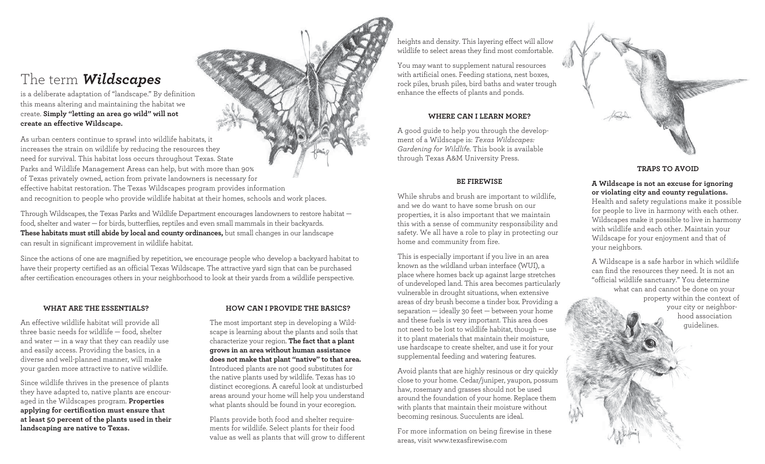# The term ***Wildscapes***

is a deliberate adaptation of "landscape." By definition this means altering and maintaining the habitat we create. **Simply "letting an area go wild" will not create an effective Wildscape.**

As urban centers continue to sprawl into wildlife habitats, it increases the strain on wildlife by reducing the resources they need for survival. This habitat loss occurs throughout Texas. State Parks and Wildlife Management Areas can help, but with more than 90% of Texas privately owned, action from private landowners is necessary for effective habitat restoration. The Texas Wildscapes program provides information and recognition to people who provide wildlife habitat at their homes, schools and work places.

Through Wildscapes, the Texas Parks and Wildlife Department encourages landowners to restore habitat — food, shelter and water — for birds, butterflies, reptiles and even small mammals in their backyards. **These habitats must still abide by local and county ordinances,** but small changes in our landscape can result in significant improvement in wildlife habitat.

Since the actions of one are magnified by repetition, we encourage people who develop a backyard habitat to have their property certified as an official Texas Wildscape. The attractive yard sign that can be purchased after certification encourages others in your neighborhood to look at their yards from a wildlife perspective.

### WHAT ARE THE ESSENTIALS?

An effective wildlife habitat will provide all three basic needs for wildlife — food, shelter and water — in a way that they can readily use and easily access. Providing the basics, in a diverse and well-planned manner, will make your garden more attractive to native wildlife.

Since wildlife thrives in the presence of plants they have adapted to, native plants are encouraged in the Wildscapes program. **Properties applying for certification must ensure that at least 50 percent of the plants used in their landscaping are native to Texas.**

### HOW CAN I PROVIDE THE BASICS?

The most important step in developing a Wildscape is learning about the plants and soils that characterize your region. **The fact that a plant grows in an area without human assistance does not make that plant "native" to that area.** Introduced plants are not good substitutes for the native plants used by wildlife. Texas has 10 distinct ecoregions. A careful look at undisturbed areas around your home will help you understand what plants should be found in your ecoregion.

Plants provide both food and shelter requirements for wildlife. Select plants for their food value as well as plants that will grow to different heights and density. This layering effect will allow wildlife to select areas they find most comfortable.

You may want to supplement natural resources with artificial ones. Feeding stations, nest boxes, rock piles, brush piles, bird baths and water trough enhance the effects of plants and ponds.

### WHERE CAN I LEARN MORE?

A good guide to help you through the development of a Wildscape is: *Texas Wildscapes: Gardening for Wildlife.* This book is available through Texas A&M University Press.

### BE FIREWISE

While shrubs and brush are important to wildlife, and we do want to have some brush on our properties, it is also important that we maintain this with a sense of community responsibility and safety. We all have a role to play in protecting our home and community from fire.

This is especially important if you live in an area known as the wildland urban interface (WUI), a place where homes back up against large stretches of undeveloped land. This area becomes particularly vulnerable in drought situations, when extensive areas of dry brush become a tinder box. Providing a separation — ideally 30 feet — between your home and these fuels is very important. This area does not need to be lost to wildlife habitat, though — use it to plant materials that maintain their moisture, use hardscape to create shelter, and use it for your supplemental feeding and watering features.

Avoid plants that are highly resinous or dry quickly close to your home. Cedar/juniper, yaupon, possum haw, rosemary and grasses should not be used around the foundation of your home. Replace them with plants that maintain their moisture without becoming resinous. Succulents are ideal.

For more information on being firewise in these areas, visit www.texasfirewise.com

### TRAPS TO AVOID

**A Wildscape is not an excuse for ignoring or violating city and county regulations.** Health and safety regulations make it possible for people to live in harmony with each other. Wildscapes make it possible to live in harmony with wildlife and each other. Maintain your Wildscape for your enjoyment and that of your neighbors.

A Wildscape is a safe harbor in which wildlife can find the resources they need. It is not an "official wildlife sanctuary." You determine what can and cannot be done on your property within the context of your city or neighborhood association guidelines.